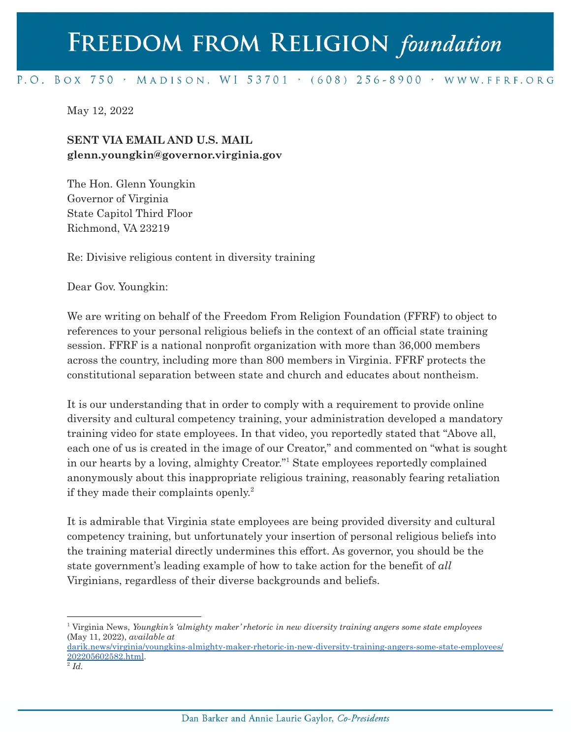# Freedom from Religion *foundation*

P.O. Box 750 · Madison, WI 53701 · (608) 256-8900 · www.ffrf.org

May 12, 2022

**SENT VIA EMAIL AND U.S. MAIL**
**glenn.youngkin@governor.virginia.gov**

The Hon. Glenn Youngkin
Governor of Virginia
State Capitol Third Floor
Richmond, VA 23219

Re: Divisive religious content in diversity training

Dear Gov. Youngkin:

We are writing on behalf of the Freedom From Religion Foundation (FFRF) to object to references to your personal religious beliefs in the context of an official state training session. FFRF is a national nonprofit organization with more than 36,000 members across the country, including more than 800 members in Virginia. FFRF protects the constitutional separation between state and church and educates about nontheism.

It is our understanding that in order to comply with a requirement to provide online diversity and cultural competency training, your administration developed a mandatory training video for state employees. In that video, you reportedly stated that "Above all, each one of us is created in the image of our Creator," and commented on "what is sought in our hearts by a loving, almighty Creator."[1] State employees reportedly complained anonymously about this inappropriate religious training, reasonably fearing retaliation if they made their complaints openly.[2]

It is admirable that Virginia state employees are being provided diversity and cultural competency training, but unfortunately your insertion of personal religious beliefs into the training material directly undermines this effort. As governor, you should be the state government's leading example of how to take action for the benefit of *all* Virginians, regardless of their diverse backgrounds and beliefs.

---

[1] Virginia News, *Youngkin's 'almighty maker' rhetoric in new diversity training angers some state employees* (May 11, 2022), *available at* darik.news/virginia/youngkins-almighty-maker-rhetoric-in-new-diversity-training-angers-some-state-employees/202205602582.html.

[2] *Id.*

Dan Barker and Annie Laurie Gaylor, *Co-Presidents*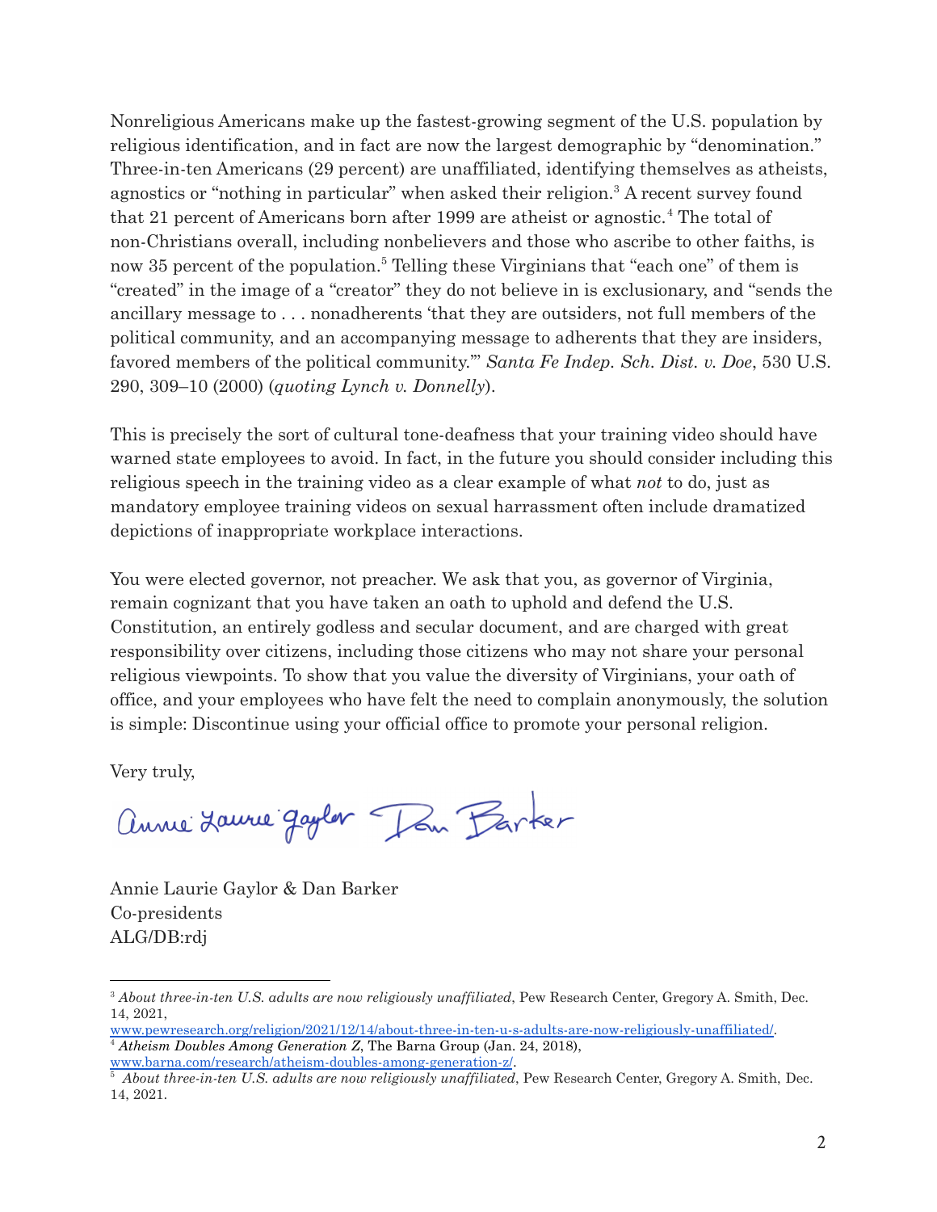Nonreligious Americans make up the fastest-growing segment of the U.S. population by religious identification, and in fact are now the largest demographic by "denomination." Three-in-ten Americans (29 percent) are unaffiliated, identifying themselves as atheists, agnostics or "nothing in particular" when asked their religion.[3] A recent survey found that 21 percent of Americans born after 1999 are atheist or agnostic.[4] The total of non-Christians overall, including nonbelievers and those who ascribe to other faiths, is now 35 percent of the population.[5] Telling these Virginians that "each one" of them is "created" in the image of a "creator" they do not believe in is exclusionary, and "sends the ancillary message to . . . nonadherents 'that they are outsiders, not full members of the political community, and an accompanying message to adherents that they are insiders, favored members of the political community.'" *Santa Fe Indep. Sch. Dist. v. Doe*, 530 U.S. 290, 309–10 (2000) (*quoting Lynch v. Donnelly*).

This is precisely the sort of cultural tone-deafness that your training video should have warned state employees to avoid. In fact, in the future you should consider including this religious speech in the training video as a clear example of what *not* to do, just as mandatory employee training videos on sexual harrassment often include dramatized depictions of inappropriate workplace interactions.

You were elected governor, not preacher. We ask that you, as governor of Virginia, remain cognizant that you have taken an oath to uphold and defend the U.S. Constitution, an entirely godless and secular document, and are charged with great responsibility over citizens, including those citizens who may not share your personal religious viewpoints. To show that you value the diversity of Virginians, your oath of office, and your employees who have felt the need to complain anonymously, the solution is simple: Discontinue using your official office to promote your personal religion.

Very truly,

Annie Laurie Gaylor Dan Barker

Annie Laurie Gaylor & Dan Barker
Co-presidents
ALG/DB:rdj

---

[3] *About three-in-ten U.S. adults are now religiously unaffiliated*, Pew Research Center, Gregory A. Smith, Dec. 14, 2021, www.pewresearch.org/religion/2021/12/14/about-three-in-ten-u-s-adults-are-now-religiously-unaffiliated/.

[4] *Atheism Doubles Among Generation Z*, The Barna Group (Jan. 24, 2018), www.barna.com/research/atheism-doubles-among-generation-z/.

[5] *About three-in-ten U.S. adults are now religiously unaffiliated*, Pew Research Center, Gregory A. Smith, Dec. 14, 2021.